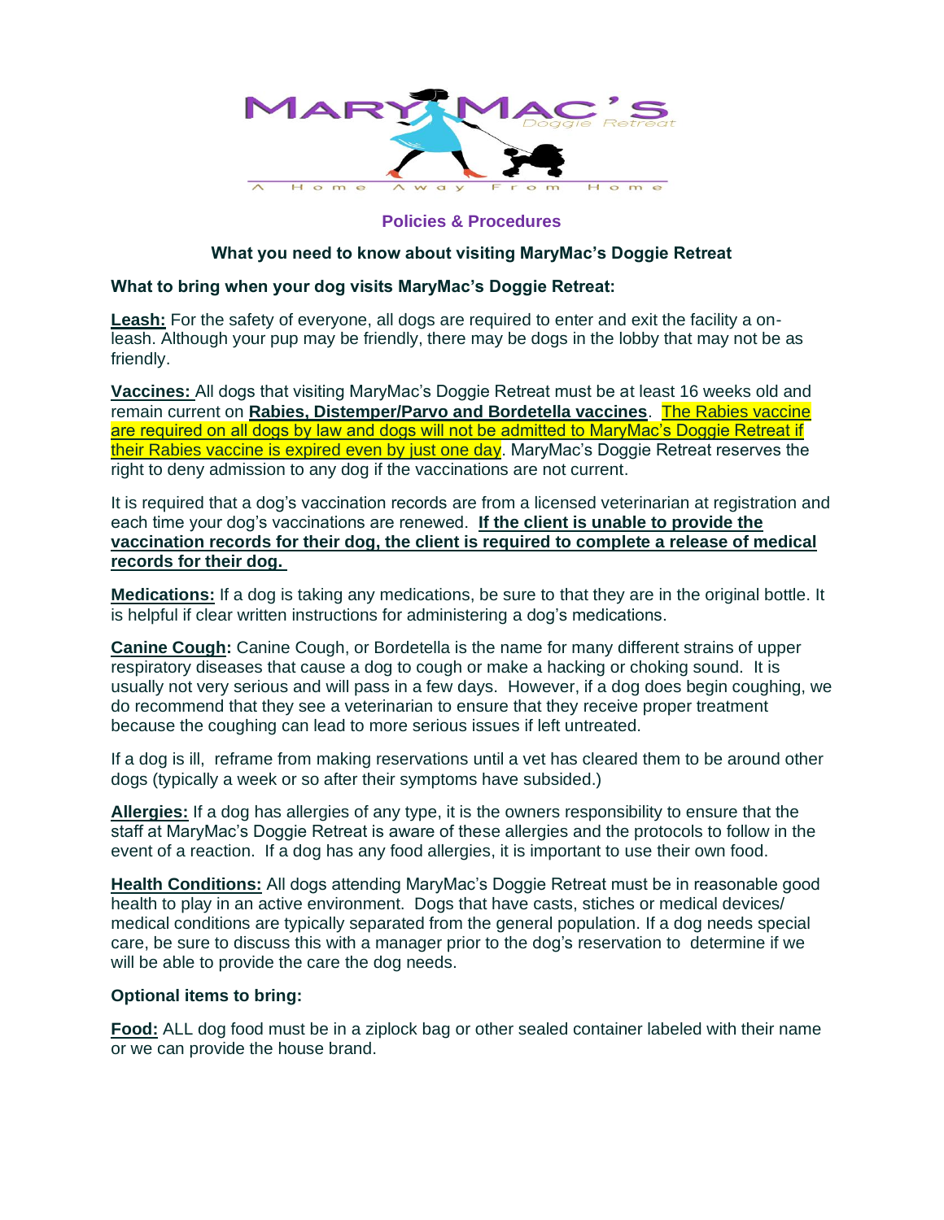MARYMAC'S Doggie Retreat

A Home Away From Home

## Policies & Procedures

### What you need to know about visiting MaryMac's Doggie Retreat

**What to bring when your dog visits MaryMac's Doggie Retreat:**

**Leash:** For the safety of everyone, all dogs are required to enter and exit the facility a on-leash. Although your pup may be friendly, there may be dogs in the lobby that may not be as friendly.

**Vaccines:** All dogs that visiting MaryMac's Doggie Retreat must be at least 16 weeks old and remain current on **Rabies, Distemper/Parvo and Bordetella vaccines**. The Rabies vaccine are required on all dogs by law and dogs will not be admitted to MaryMac's Doggie Retreat if their Rabies vaccine is expired even by just one day. MaryMac's Doggie Retreat reserves the right to deny admission to any dog if the vaccinations are not current.

It is required that a dog's vaccination records are from a licensed veterinarian at registration and each time your dog's vaccinations are renewed. **If the client is unable to provide the vaccination records for their dog, the client is required to complete a release of medical records for their dog.**

**Medications:** If a dog is taking any medications, be sure to that they are in the original bottle. It is helpful if clear written instructions for administering a dog's medications.

**Canine Cough:** Canine Cough, or Bordetella is the name for many different strains of upper respiratory diseases that cause a dog to cough or make a hacking or choking sound. It is usually not very serious and will pass in a few days. However, if a dog does begin coughing, we do recommend that they see a veterinarian to ensure that they receive proper treatment because the coughing can lead to more serious issues if left untreated.

If a dog is ill, reframe from making reservations until a vet has cleared them to be around other dogs (typically a week or so after their symptoms have subsided.)

**Allergies:** If a dog has allergies of any type, it is the owners responsibility to ensure that the staff at MaryMac's Doggie Retreat is aware of these allergies and the protocols to follow in the event of a reaction. If a dog has any food allergies, it is important to use their own food.

**Health Conditions:** All dogs attending MaryMac's Doggie Retreat must be in reasonable good health to play in an active environment. Dogs that have casts, stiches or medical devices/ medical conditions are typically separated from the general population. If a dog needs special care, be sure to discuss this with a manager prior to the dog's reservation to determine if we will be able to provide the care the dog needs.

**Optional items to bring:**

**Food:** ALL dog food must be in a ziplock bag or other sealed container labeled with their name or we can provide the house brand.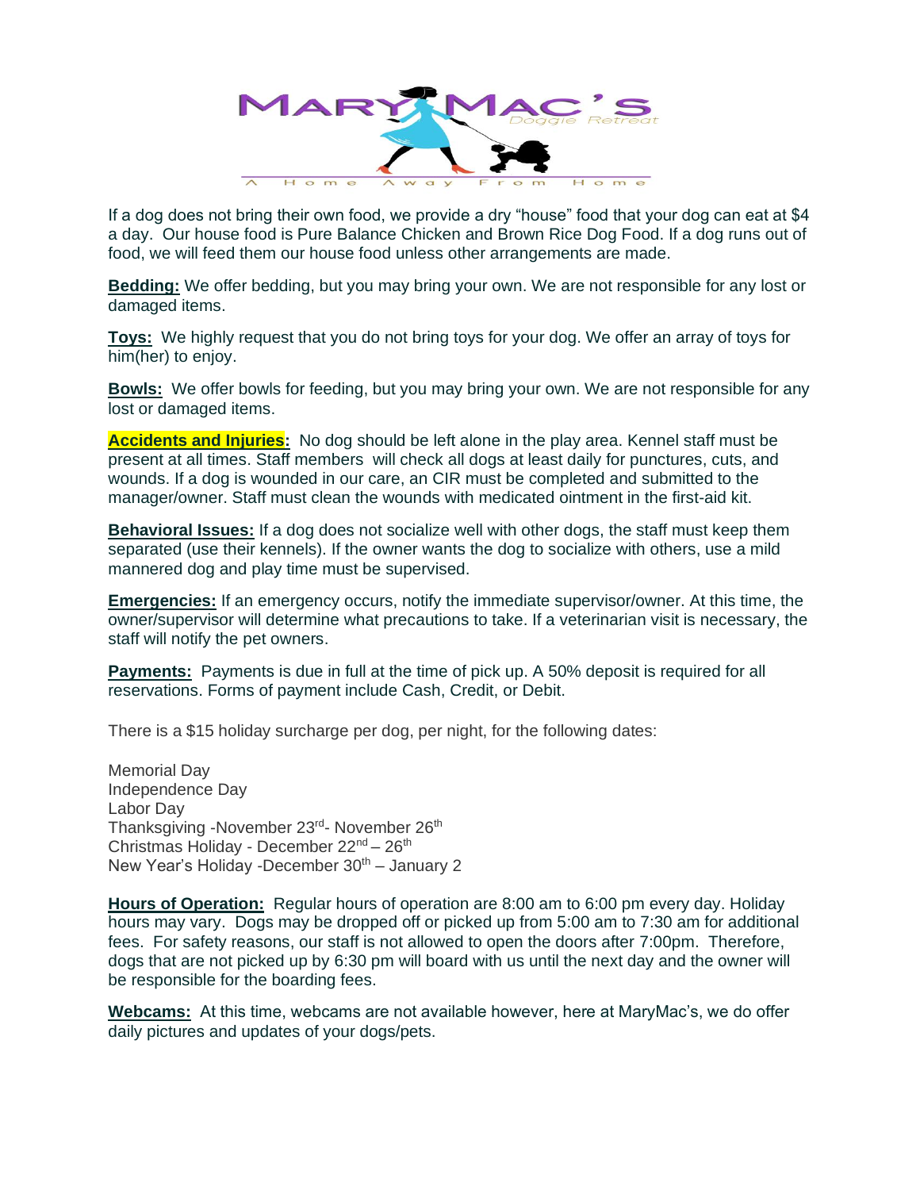If a dog does not bring their own food, we provide a dry "house" food that your dog can eat at $4 a day. Our house food is Pure Balance Chicken and Brown Rice Dog Food. If a dog runs out of food, we will feed them our house food unless other arrangements are made.

**Bedding:** We offer bedding, but you may bring your own. We are not responsible for any lost or damaged items.

**Toys:** We highly request that you do not bring toys for your dog. We offer an array of toys for him(her) to enjoy.

**Bowls:** We offer bowls for feeding, but you may bring your own. We are not responsible for any lost or damaged items.

**Accidents and Injuries:** No dog should be left alone in the play area. Kennel staff must be present at all times. Staff members will check all dogs at least daily for punctures, cuts, and wounds. If a dog is wounded in our care, an CIR must be completed and submitted to the manager/owner. Staff must clean the wounds with medicated ointment in the first-aid kit.

**Behavioral Issues:** If a dog does not socialize well with other dogs, the staff must keep them separated (use their kennels). If the owner wants the dog to socialize with others, use a mild mannered dog and play time must be supervised.

**Emergencies:** If an emergency occurs, notify the immediate supervisor/owner. At this time, the owner/supervisor will determine what precautions to take. If a veterinarian visit is necessary, the staff will notify the pet owners.

**Payments:** Payments is due in full at the time of pick up. A 50% deposit is required for all reservations. Forms of payment include Cash, Credit, or Debit.

There is a $15 holiday surcharge per dog, per night, for the following dates:

Memorial Day
Independence Day
Labor Day
Thanksgiving -November 23rd- November 26th
Christmas Holiday - December 22nd – 26th
New Year's Holiday -December 30th – January 2

**Hours of Operation:** Regular hours of operation are 8:00 am to 6:00 pm every day. Holiday hours may vary. Dogs may be dropped off or picked up from 5:00 am to 7:30 am for additional fees. For safety reasons, our staff is not allowed to open the doors after 7:00pm. Therefore, dogs that are not picked up by 6:30 pm will board with us until the next day and the owner will be responsible for the boarding fees.

**Webcams:** At this time, webcams are not available however, here at MaryMac's, we do offer daily pictures and updates of your dogs/pets.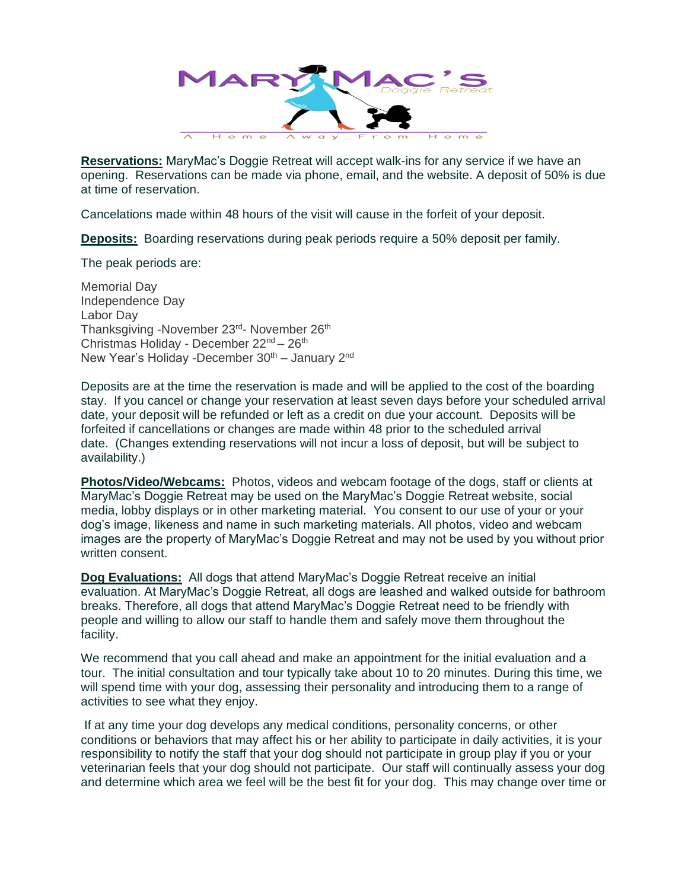**Reservations:** MaryMac's Doggie Retreat will accept walk-ins for any service if we have an opening. Reservations can be made via phone, email, and the website. A deposit of 50% is due at time of reservation.

Cancelations made within 48 hours of the visit will cause in the forfeit of your deposit.

**Deposits:** Boarding reservations during peak periods require a 50% deposit per family.

The peak periods are:

Memorial Day
Independence Day
Labor Day
Thanksgiving -November 23rd- November 26th
Christmas Holiday - December 22nd – 26th
New Year's Holiday -December 30th – January 2nd

Deposits are at the time the reservation is made and will be applied to the cost of the boarding stay. If you cancel or change your reservation at least seven days before your scheduled arrival date, your deposit will be refunded or left as a credit on due your account. Deposits will be forfeited if cancellations or changes are made within 48 prior to the scheduled arrival date. (Changes extending reservations will not incur a loss of deposit, but will be subject to availability.)

**Photos/Video/Webcams:** Photos, videos and webcam footage of the dogs, staff or clients at MaryMac's Doggie Retreat may be used on the MaryMac's Doggie Retreat website, social media, lobby displays or in other marketing material. You consent to our use of your or your dog's image, likeness and name in such marketing materials. All photos, video and webcam images are the property of MaryMac's Doggie Retreat and may not be used by you without prior written consent.

**Dog Evaluations:** All dogs that attend MaryMac's Doggie Retreat receive an initial evaluation. At MaryMac's Doggie Retreat, all dogs are leashed and walked outside for bathroom breaks. Therefore, all dogs that attend MaryMac's Doggie Retreat need to be friendly with people and willing to allow our staff to handle them and safely move them throughout the facility.

We recommend that you call ahead and make an appointment for the initial evaluation and a tour. The initial consultation and tour typically take about 10 to 20 minutes. During this time, we will spend time with your dog, assessing their personality and introducing them to a range of activities to see what they enjoy.

If at any time your dog develops any medical conditions, personality concerns, or other conditions or behaviors that may affect his or her ability to participate in daily activities, it is your responsibility to notify the staff that your dog should not participate in group play if you or your veterinarian feels that your dog should not participate. Our staff will continually assess your dog and determine which area we feel will be the best fit for your dog. This may change over time or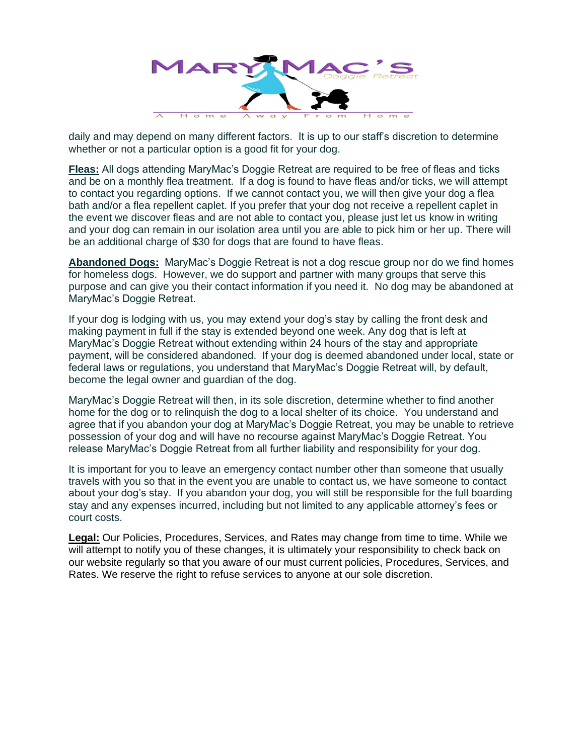daily and may depend on many different factors. It is up to our staff's discretion to determine whether or not a particular option is a good fit for your dog.

**Fleas:** All dogs attending MaryMac's Doggie Retreat are required to be free of fleas and ticks and be on a monthly flea treatment. If a dog is found to have fleas and/or ticks, we will attempt to contact you regarding options. If we cannot contact you, we will then give your dog a flea bath and/or a flea repellent caplet. If you prefer that your dog not receive a repellent caplet in the event we discover fleas and are not able to contact you, please just let us know in writing and your dog can remain in our isolation area until you are able to pick him or her up. There will be an additional charge of $30 for dogs that are found to have fleas.

**Abandoned Dogs:** MaryMac's Doggie Retreat is not a dog rescue group nor do we find homes for homeless dogs. However, we do support and partner with many groups that serve this purpose and can give you their contact information if you need it. No dog may be abandoned at MaryMac's Doggie Retreat.

If your dog is lodging with us, you may extend your dog's stay by calling the front desk and making payment in full if the stay is extended beyond one week. Any dog that is left at MaryMac's Doggie Retreat without extending within 24 hours of the stay and appropriate payment, will be considered abandoned. If your dog is deemed abandoned under local, state or federal laws or regulations, you understand that MaryMac's Doggie Retreat will, by default, become the legal owner and guardian of the dog.

MaryMac's Doggie Retreat will then, in its sole discretion, determine whether to find another home for the dog or to relinquish the dog to a local shelter of its choice. You understand and agree that if you abandon your dog at MaryMac's Doggie Retreat, you may be unable to retrieve possession of your dog and will have no recourse against MaryMac's Doggie Retreat. You release MaryMac's Doggie Retreat from all further liability and responsibility for your dog.

It is important for you to leave an emergency contact number other than someone that usually travels with you so that in the event you are unable to contact us, we have someone to contact about your dog's stay. If you abandon your dog, you will still be responsible for the full boarding stay and any expenses incurred, including but not limited to any applicable attorney's fees or court costs.

**Legal:** Our Policies, Procedures, Services, and Rates may change from time to time. While we will attempt to notify you of these changes, it is ultimately your responsibility to check back on our website regularly so that you aware of our must current policies, Procedures, Services, and Rates. We reserve the right to refuse services to anyone at our sole discretion.